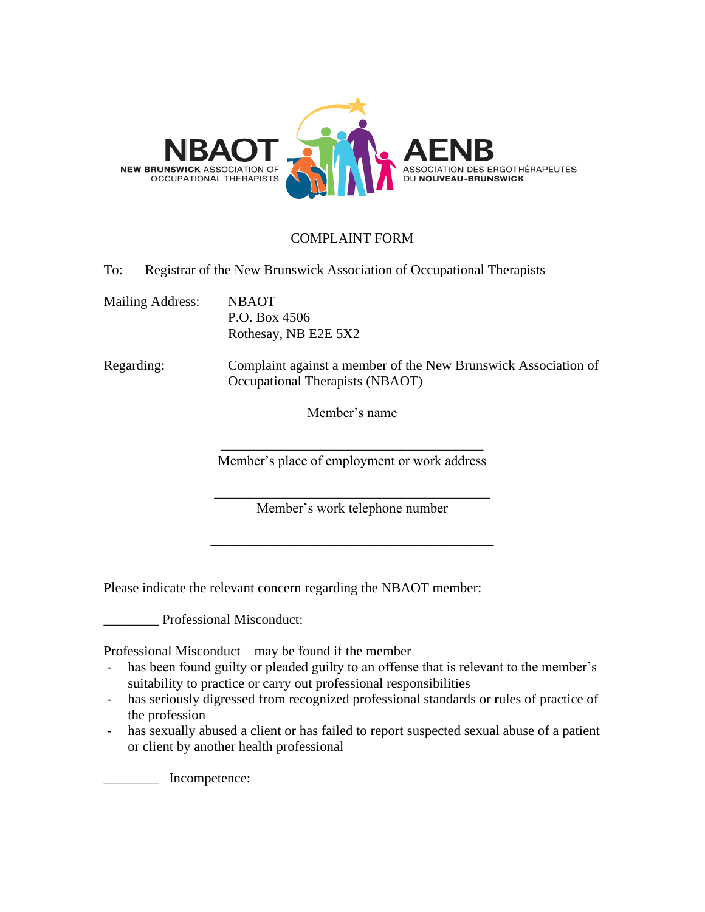NBAOT — NEW BRUNSWICK ASSOCIATION OF OCCUPATIONAL THERAPISTS

AENB — ASSOCIATION DES ERGOTHÉRAPEUTES DU NOUVEAU-BRUNSWICK

# COMPLAINT FORM

To: Registrar of the New Brunswick Association of Occupational Therapists

Mailing Address: NBAOT
P.O. Box 4506
Rothesay, NB E2E 5X2

Regarding: Complaint against a member of the New Brunswick Association of Occupational Therapists (NBAOT)

Member's name

____________________________________

Member's place of employment or work address

______________________________________

Member's work telephone number

________________________________________

Please indicate the relevant concern regarding the NBAOT member:

________ Professional Misconduct:

Professional Misconduct – may be found if the member

- has been found guilty or pleaded guilty to an offense that is relevant to the member's suitability to practice or carry out professional responsibilities
- has seriously digressed from recognized professional standards or rules of practice of the profession
- has sexually abused a client or has failed to report suspected sexual abuse of a patient or client by another health professional

________ Incompetence: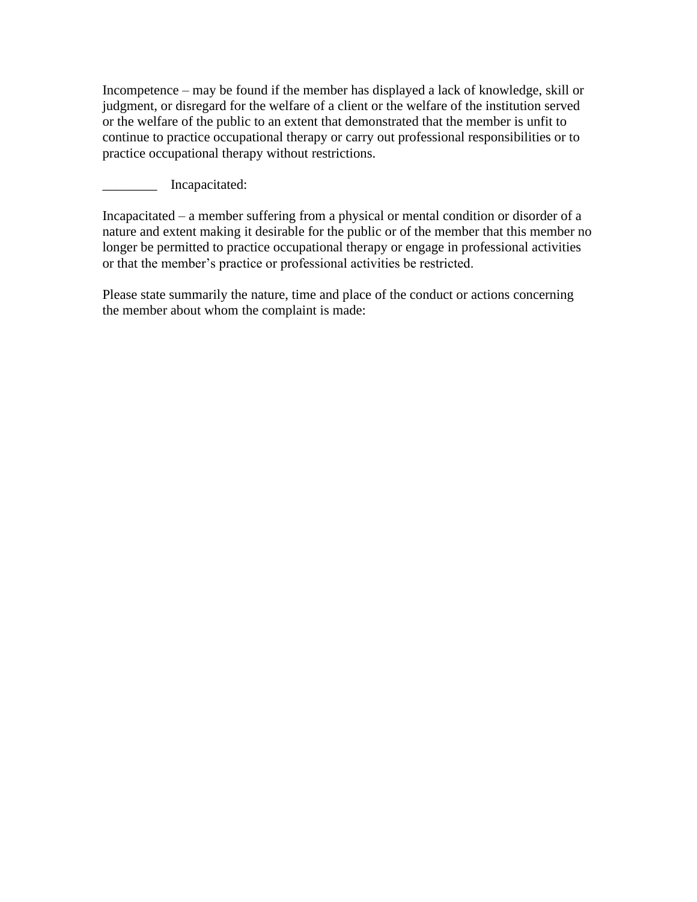Incompetence – may be found if the member has displayed a lack of knowledge, skill or judgment, or disregard for the welfare of a client or the welfare of the institution served or the welfare of the public to an extent that demonstrated that the member is unfit to continue to practice occupational therapy or carry out professional responsibilities or to practice occupational therapy without restrictions.

________ Incapacitated:

Incapacitated – a member suffering from a physical or mental condition or disorder of a nature and extent making it desirable for the public or of the member that this member no longer be permitted to practice occupational therapy or engage in professional activities or that the member's practice or professional activities be restricted.

Please state summarily the nature, time and place of the conduct or actions concerning the member about whom the complaint is made: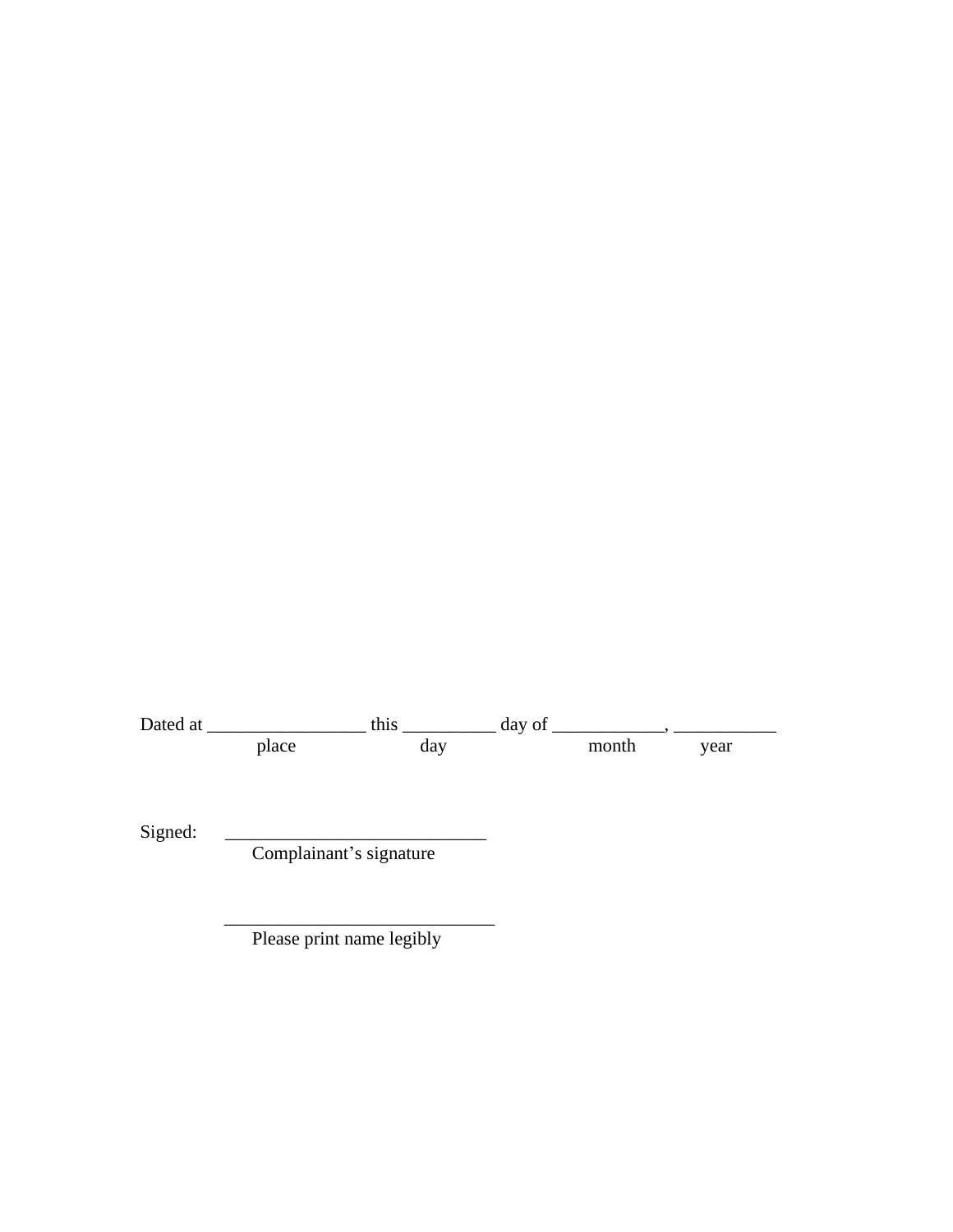Dated at _________________ this __________ day of ____________, ___________

place day month year

Signed: ____________________________

Complainant's signature

_____________________________

Please print name legibly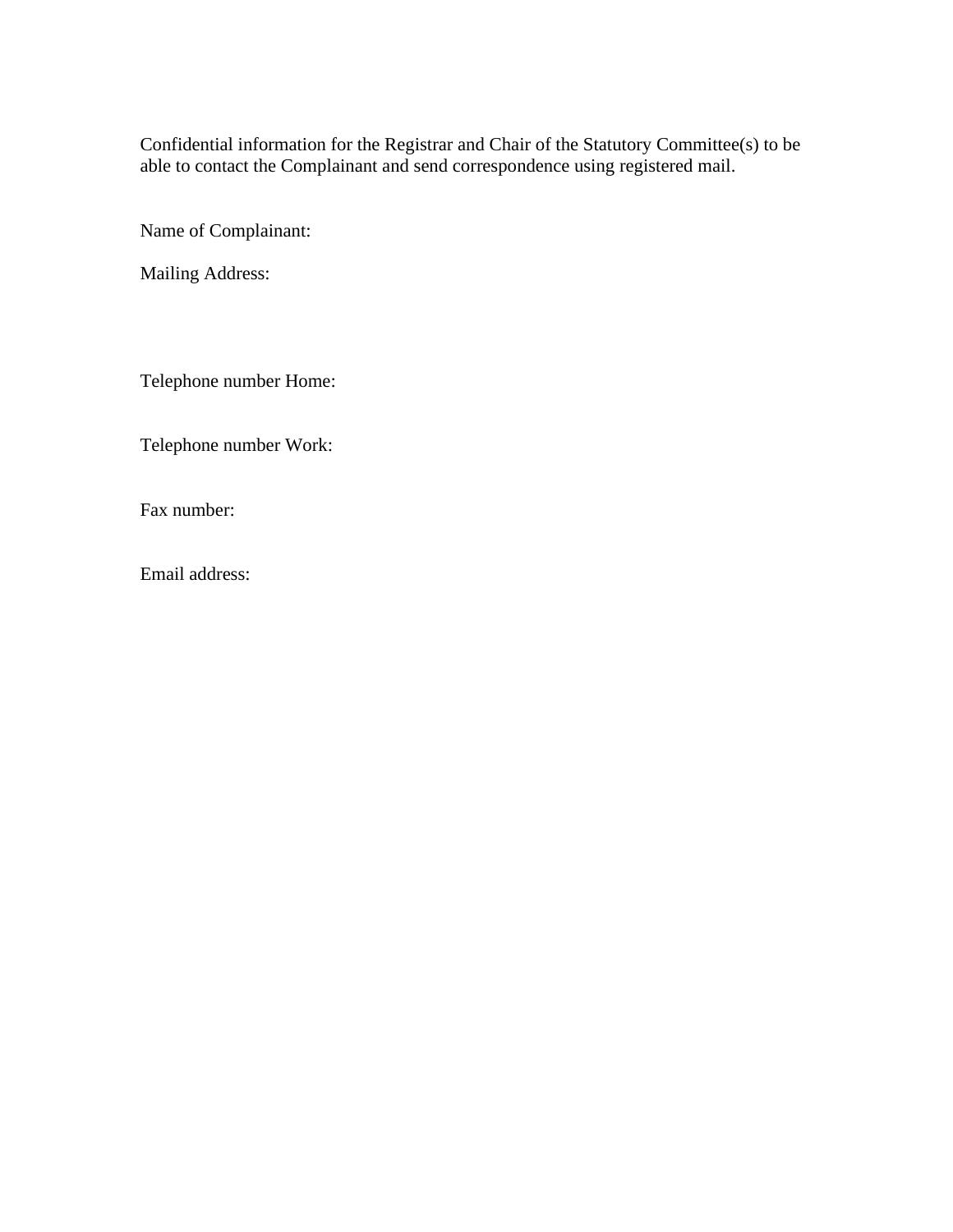Confidential information for the Registrar and Chair of the Statutory Committee(s) to be able to contact the Complainant and send correspondence using registered mail.

Name of Complainant:

Mailing Address:

Telephone number Home:

Telephone number Work:

Fax number:

Email address: